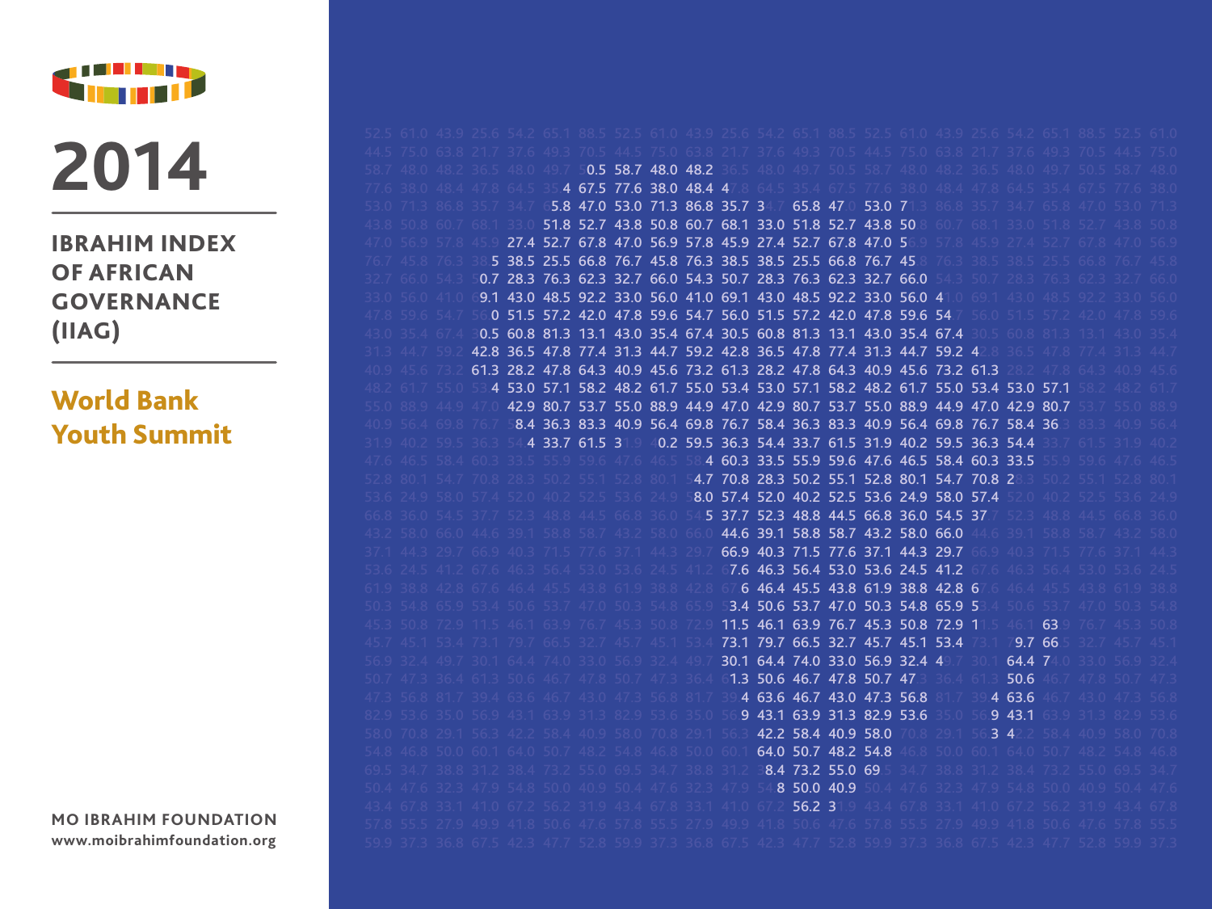# 2014

## IBRAHIM INDEX OF AFRICAN GOVERNANCE (IIAG)

## World Bank Youth Summit

MO IBRAHIM FOUNDATION
www.moibrahimfoundation.org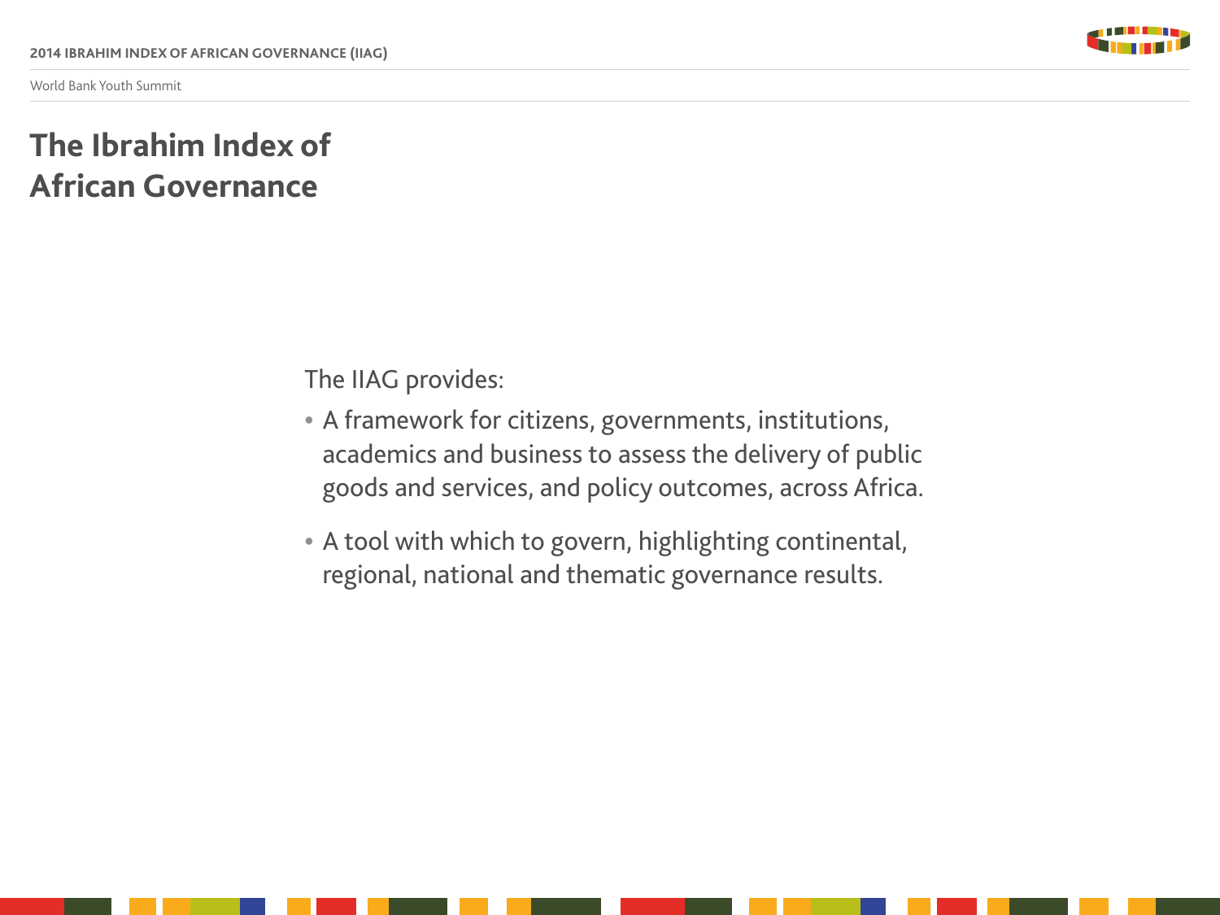# The Ibrahim Index of African Governance

The IIAG provides:

- A framework for citizens, governments, institutions, academics and business to assess the delivery of public goods and services, and policy outcomes, across Africa.
- A tool with which to govern, highlighting continental, regional, national and thematic governance results.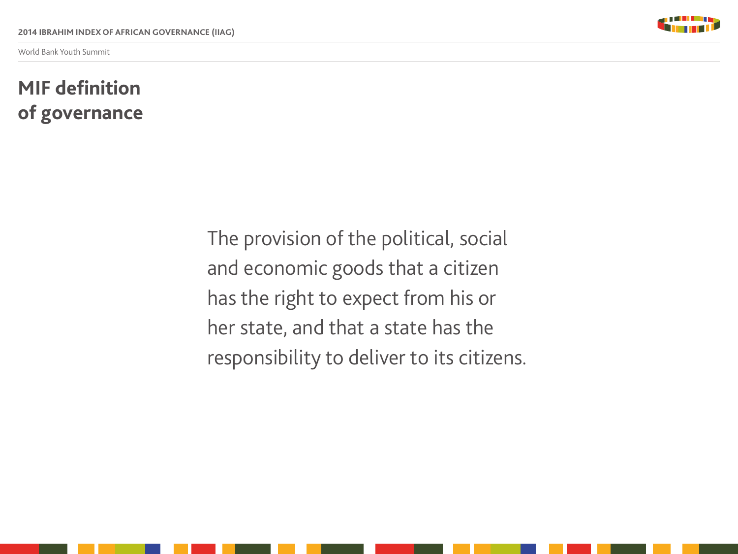# MIF definition of governance

The provision of the political, social and economic goods that a citizen has the right to expect from his or her state, and that a state has the responsibility to deliver to its citizens.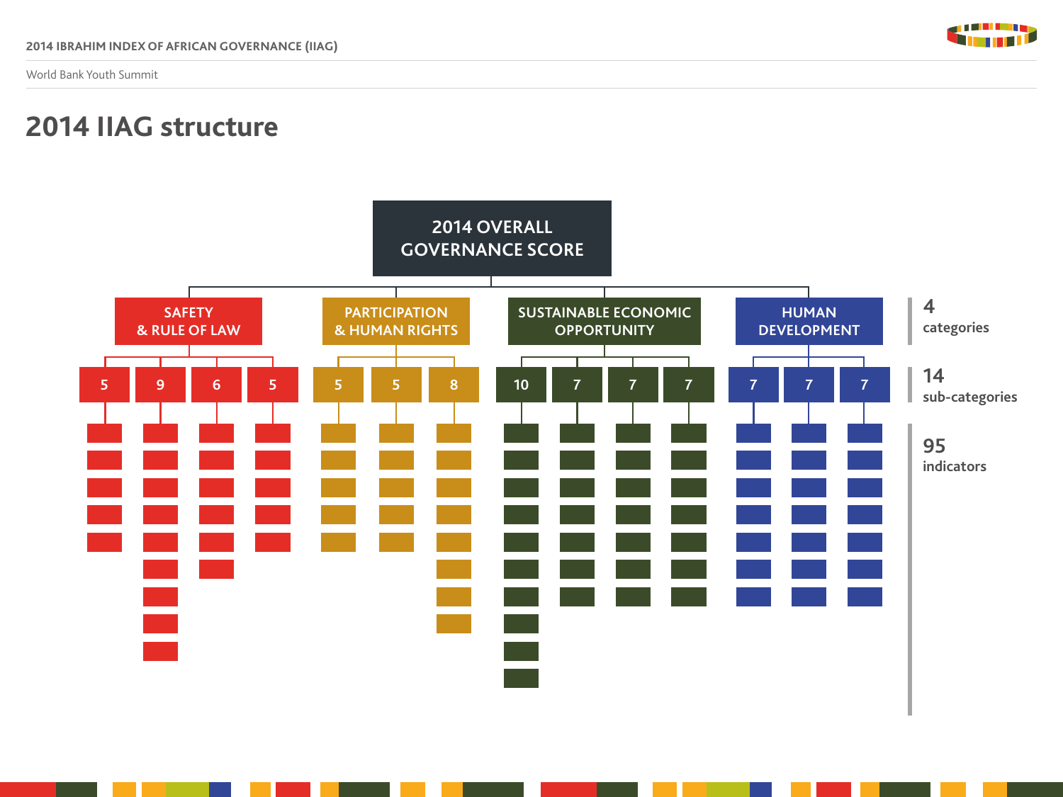# 2014 IIAG structure

**2014 OVERALL GOVERNANCE SCORE**

| Category | Sub-categories (indicators per sub-category) |
|---|---|
| SAFETY & RULE OF LAW | 5, 9, 6, 5 |
| PARTICIPATION & HUMAN RIGHTS | 5, 5, 8 |
| SUSTAINABLE ECONOMIC OPPORTUNITY | 10, 7, 7, 7 |
| HUMAN DEVELOPMENT | 7, 7, 7 |

**4** categories

**14** sub-categories

**95** indicators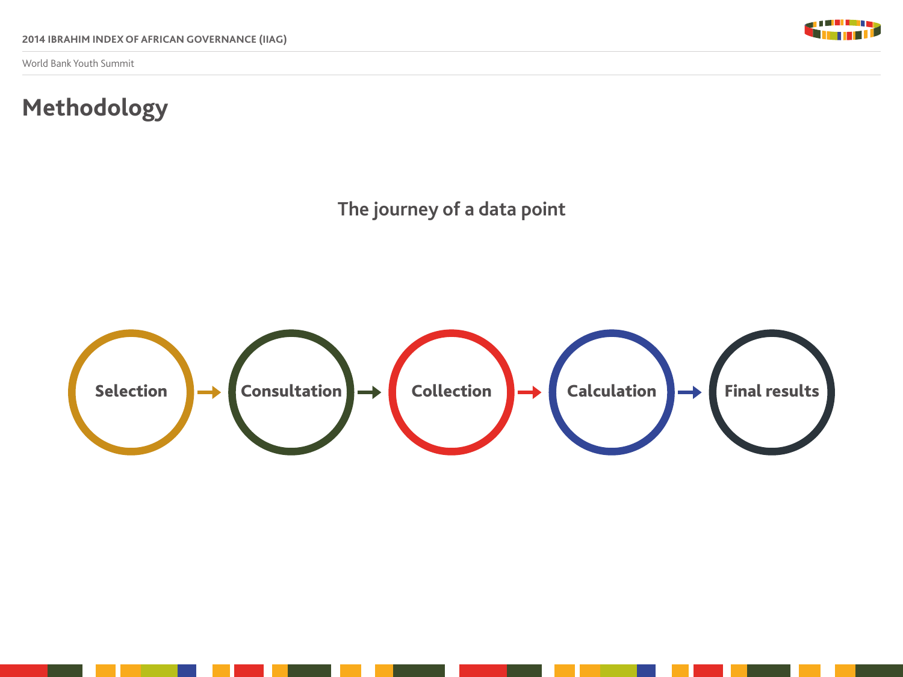# Methodology

The journey of a data point

Selection → Consultation → Collection → Calculation → Final results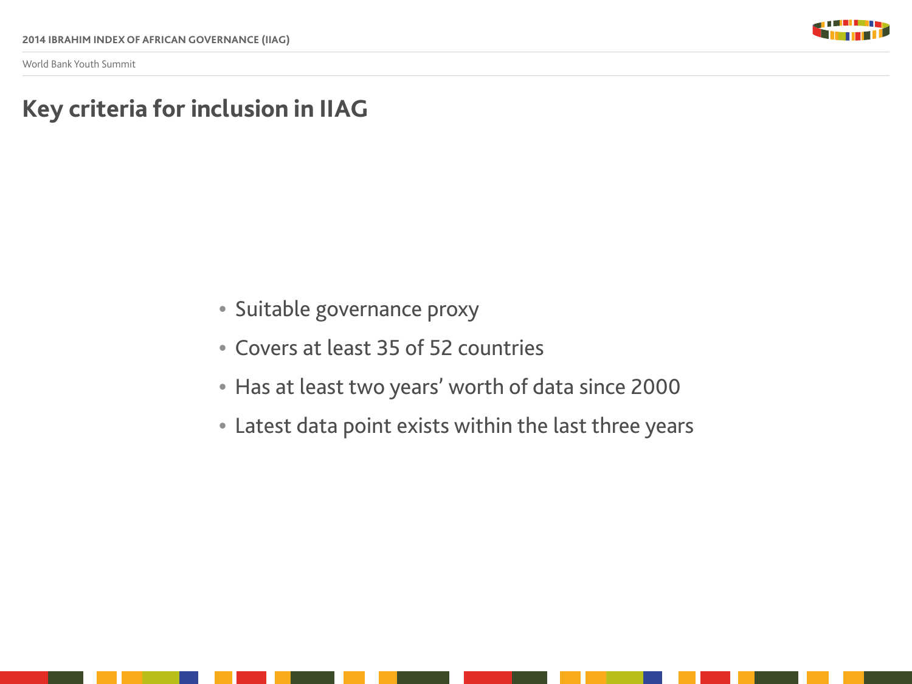# Key criteria for inclusion in IIAG

- Suitable governance proxy
- Covers at least 35 of 52 countries
- Has at least two years' worth of data since 2000
- Latest data point exists within the last three years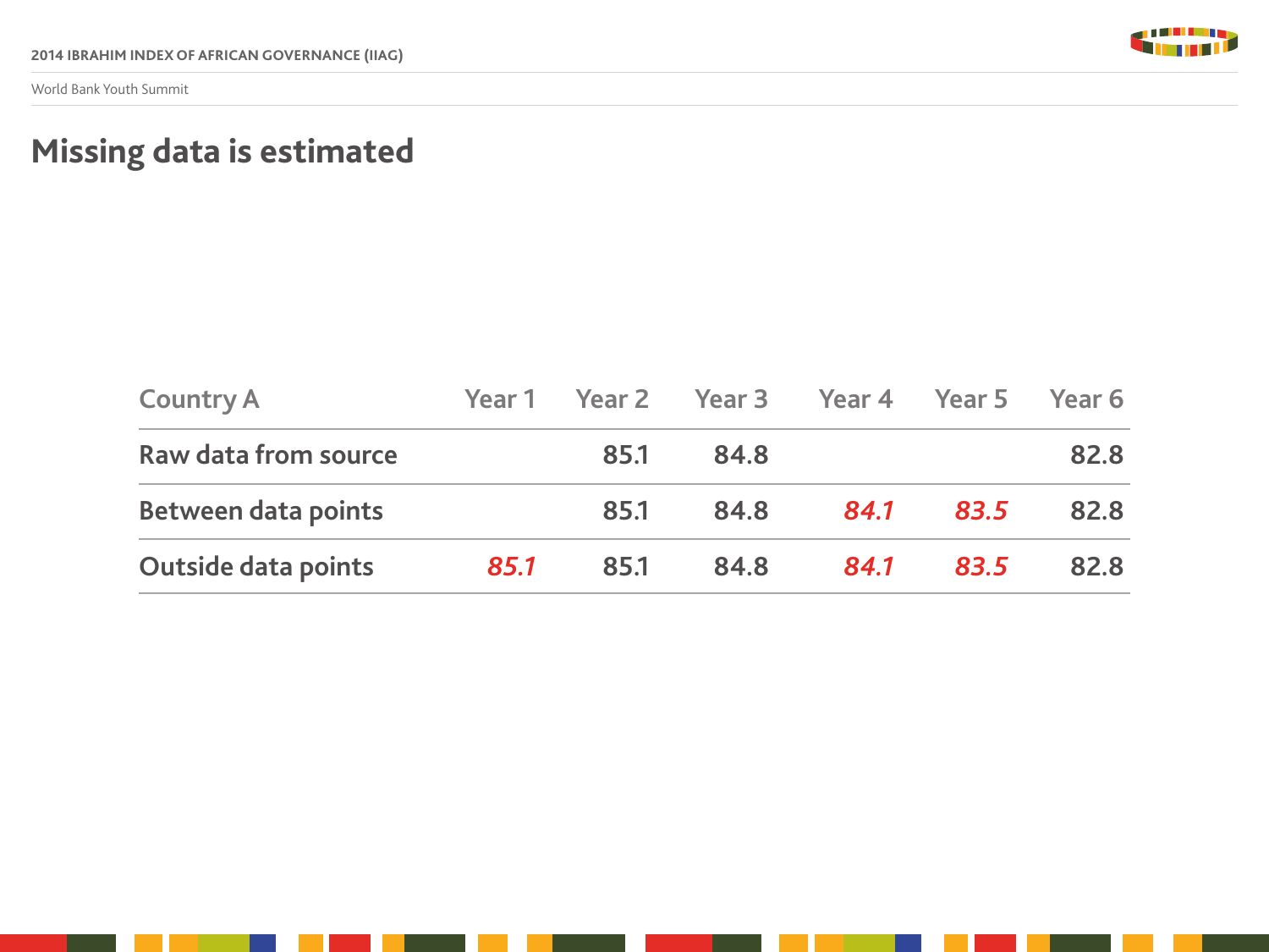# Missing data is estimated

| Country A | Year 1 | Year 2 | Year 3 | Year 4 | Year 5 | Year 6 |
|---|---|---|---|---|---|---|
| Raw data from source | | 85.1 | 84.8 | | | 82.8 |
| Between data points | | 85.1 | 84.8 | *84.1* | *83.5* | 82.8 |
| Outside data points | *85.1* | 85.1 | 84.8 | *84.1* | *83.5* | 82.8 |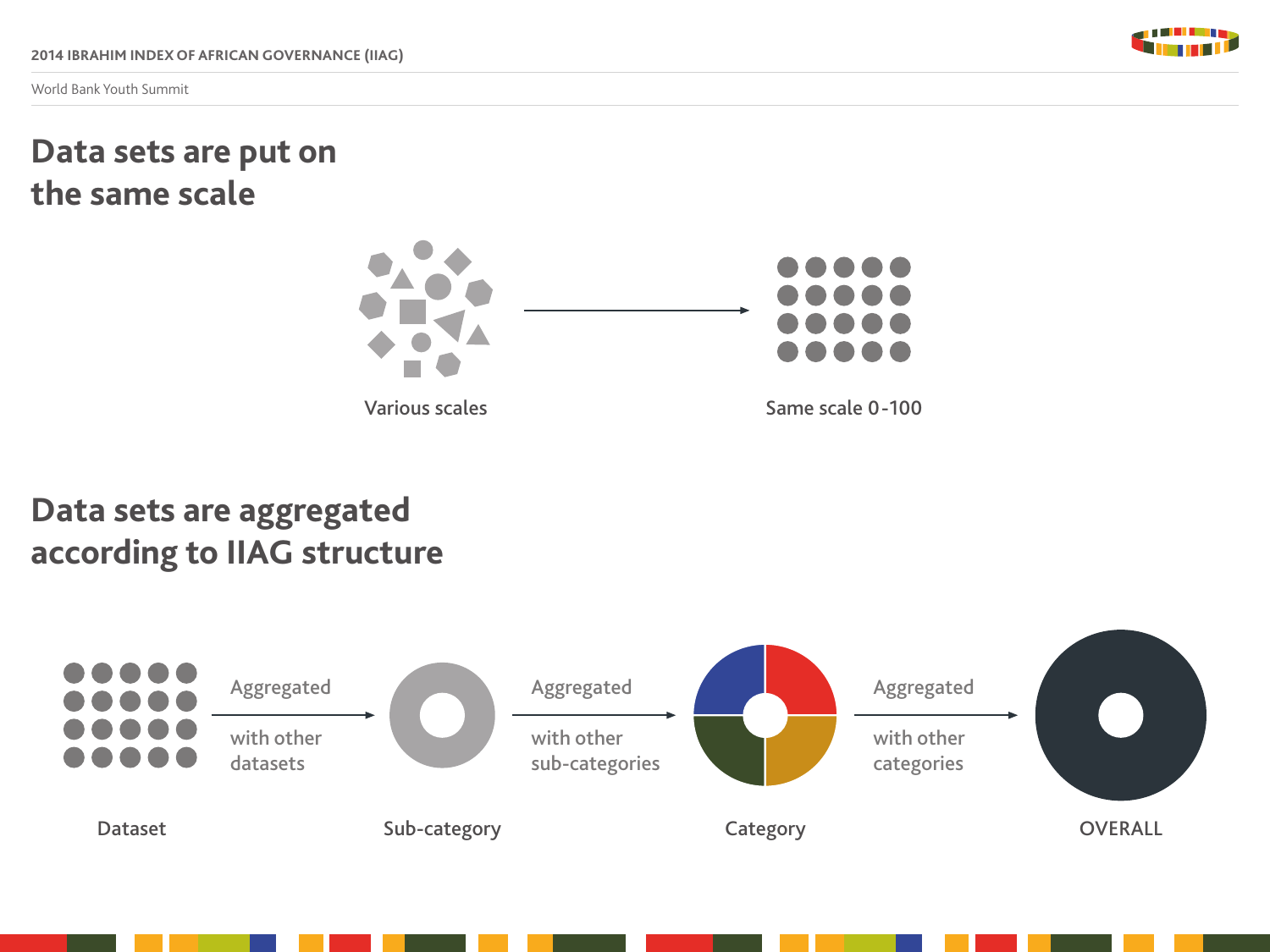## Data sets are put on the same scale

Various scales

Same scale 0-100

## Data sets are aggregated according to IIAG structure

Dataset

Aggregated with other datasets

Sub-category

Aggregated with other sub-categories

Category

Aggregated with other categories

OVERALL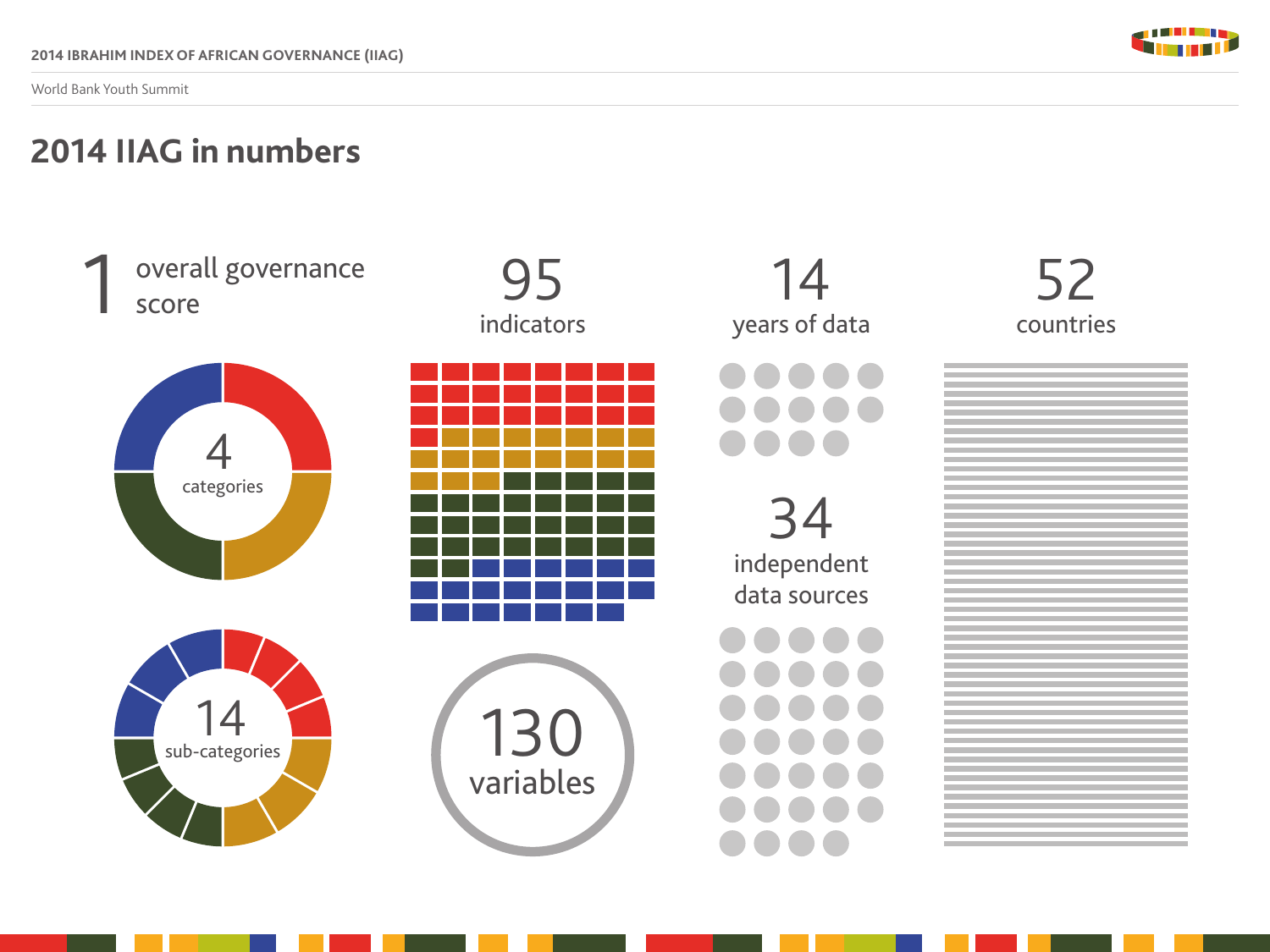## 2014 IIAG in numbers

1 overall governance score

4 categories

14 sub-categories

95 indicators

130 variables

14 years of data

34 independent data sources

52 countries